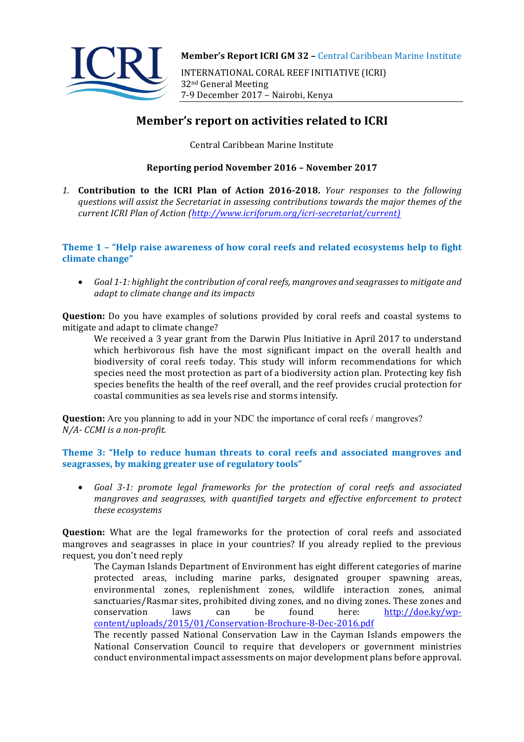**Member's Report ICRI GM 32** – Central Caribbean Marine Institute

INTERNATIONAL CORAL REEF INITIATIVE (ICRI)
32nd General Meeting
7-9 December 2017 – Nairobi, Kenya

# Member's report on activities related to ICRI

Central Caribbean Marine Institute

**Reporting period November 2016 – November 2017**

*1.* **Contribution to the ICRI Plan of Action 2016-2018.** *Your responses to the following questions will assist the Secretariat in assessing contributions towards the major themes of the current ICRI Plan of Action (http://www.icriforum.org/icri-secretariat/current)*

## Theme 1 – "Help raise awareness of how coral reefs and related ecosystems help to fight climate change"

- *Goal 1-1: highlight the contribution of coral reefs, mangroves and seagrasses to mitigate and adapt to climate change and its impacts*

**Question:** Do you have examples of solutions provided by coral reefs and coastal systems to mitigate and adapt to climate change?

We received a 3 year grant from the Darwin Plus Initiative in April 2017 to understand which herbivorous fish have the most significant impact on the overall health and biodiversity of coral reefs today. This study will inform recommendations for which species need the most protection as part of a biodiversity action plan. Protecting key fish species benefits the health of the reef overall, and the reef provides crucial protection for coastal communities as sea levels rise and storms intensify.

**Question:** Are you planning to add in your NDC the importance of coral reefs / mangroves?
*N/A- CCMI is a non-profit.*

## Theme 3: "Help to reduce human threats to coral reefs and associated mangroves and seagrasses, by making greater use of regulatory tools"

- *Goal 3-1: promote legal frameworks for the protection of coral reefs and associated mangroves and seagrasses, with quantified targets and effective enforcement to protect these ecosystems*

**Question:** What are the legal frameworks for the protection of coral reefs and associated mangroves and seagrasses in place in your countries? If you already replied to the previous request, you don't need reply

The Cayman Islands Department of Environment has eight different categories of marine protected areas, including marine parks, designated grouper spawning areas, environmental zones, replenishment zones, wildlife interaction zones, animal sanctuaries/Rasmar sites, prohibited diving zones, and no diving zones. These zones and conservation laws can be found here: http://doe.ky/wp-content/uploads/2015/01/Conservation-Brochure-8-Dec-2016.pdf

The recently passed National Conservation Law in the Cayman Islands empowers the National Conservation Council to require that developers or government ministries conduct environmental impact assessments on major development plans before approval.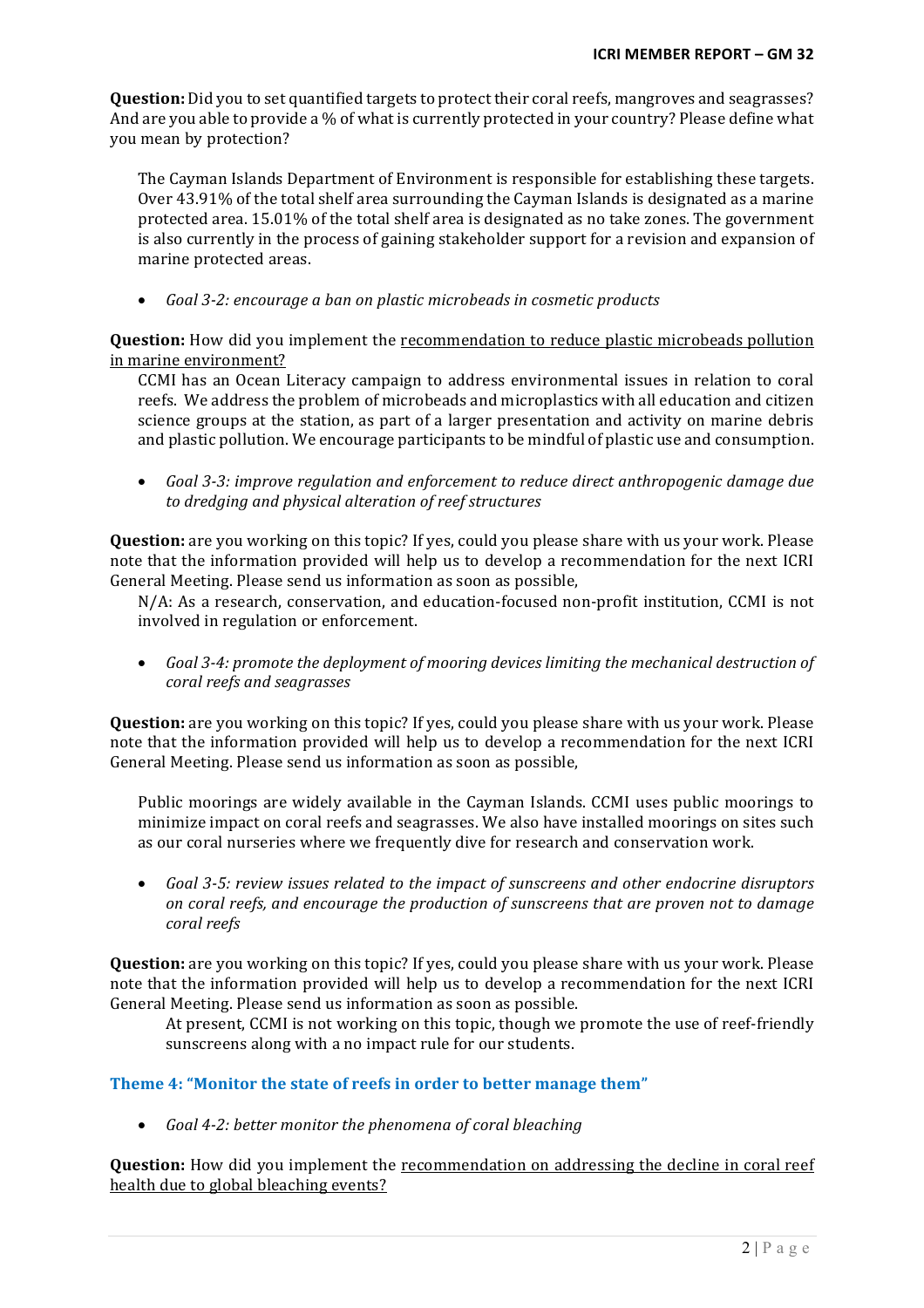**Question:** Did you to set quantified targets to protect their coral reefs, mangroves and seagrasses? And are you able to provide a % of what is currently protected in your country? Please define what you mean by protection?

> The Cayman Islands Department of Environment is responsible for establishing these targets. Over 43.91% of the total shelf area surrounding the Cayman Islands is designated as a marine protected area. 15.01% of the total shelf area is designated as no take zones. The government is also currently in the process of gaining stakeholder support for a revision and expansion of marine protected areas.

- *Goal 3-2: encourage a ban on plastic microbeads in cosmetic products*

**Question:** How did you implement the <u>recommendation to reduce plastic microbeads pollution in marine environment?</u>

> CCMI has an Ocean Literacy campaign to address environmental issues in relation to coral reefs. We address the problem of microbeads and microplastics with all education and citizen science groups at the station, as part of a larger presentation and activity on marine debris and plastic pollution. We encourage participants to be mindful of plastic use and consumption.

- *Goal 3-3: improve regulation and enforcement to reduce direct anthropogenic damage due to dredging and physical alteration of reef structures*

**Question:** are you working on this topic? If yes, could you please share with us your work. Please note that the information provided will help us to develop a recommendation for the next ICRI General Meeting. Please send us information as soon as possible,

> N/A: As a research, conservation, and education-focused non-profit institution, CCMI is not involved in regulation or enforcement.

- *Goal 3-4: promote the deployment of mooring devices limiting the mechanical destruction of coral reefs and seagrasses*

**Question:** are you working on this topic? If yes, could you please share with us your work. Please note that the information provided will help us to develop a recommendation for the next ICRI General Meeting. Please send us information as soon as possible,

> Public moorings are widely available in the Cayman Islands. CCMI uses public moorings to minimize impact on coral reefs and seagrasses. We also have installed moorings on sites such as our coral nurseries where we frequently dive for research and conservation work.

- *Goal 3-5: review issues related to the impact of sunscreens and other endocrine disruptors on coral reefs, and encourage the production of sunscreens that are proven not to damage coral reefs*

**Question:** are you working on this topic? If yes, could you please share with us your work. Please note that the information provided will help us to develop a recommendation for the next ICRI General Meeting. Please send us information as soon as possible.

> At present, CCMI is not working on this topic, though we promote the use of reef-friendly sunscreens along with a no impact rule for our students.

### Theme 4: "Monitor the state of reefs in order to better manage them"

- *Goal 4-2: better monitor the phenomena of coral bleaching*

**Question:** How did you implement the <u>recommendation on addressing the decline in coral reef health due to global bleaching events?</u>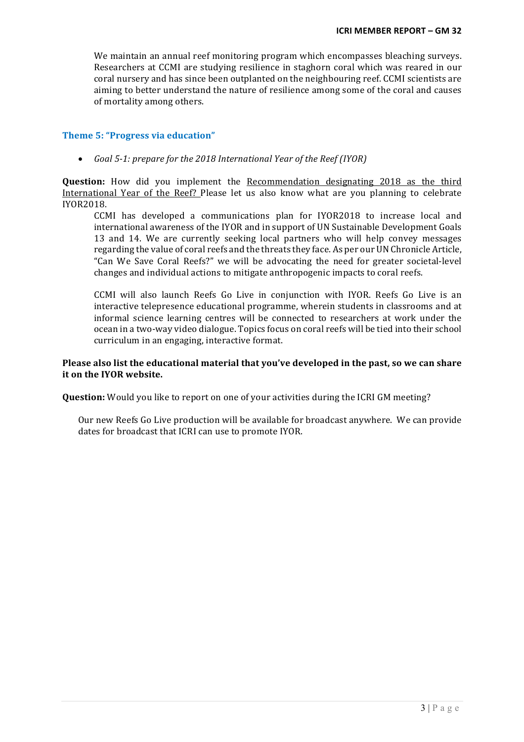We maintain an annual reef monitoring program which encompasses bleaching surveys. Researchers at CCMI are studying resilience in staghorn coral which was reared in our coral nursery and has since been outplanted on the neighbouring reef. CCMI scientists are aiming to better understand the nature of resilience among some of the coral and causes of mortality among others.

### Theme 5: "Progress via education"

- *Goal 5-1: prepare for the 2018 International Year of the Reef (IYOR)*

**Question:** How did you implement the Recommendation designating 2018 as the third International Year of the Reef? Please let us also know what are you planning to celebrate IYOR2018.

CCMI has developed a communications plan for IYOR2018 to increase local and international awareness of the IYOR and in support of UN Sustainable Development Goals 13 and 14. We are currently seeking local partners who will help convey messages regarding the value of coral reefs and the threats they face. As per our UN Chronicle Article, "Can We Save Coral Reefs?" we will be advocating the need for greater societal-level changes and individual actions to mitigate anthropogenic impacts to coral reefs.

CCMI will also launch Reefs Go Live in conjunction with IYOR. Reefs Go Live is an interactive telepresence educational programme, wherein students in classrooms and at informal science learning centres will be connected to researchers at work under the ocean in a two-way video dialogue. Topics focus on coral reefs will be tied into their school curriculum in an engaging, interactive format.

**Please also list the educational material that you've developed in the past, so we can share it on the IYOR website.**

**Question:** Would you like to report on one of your activities during the ICRI GM meeting?

Our new Reefs Go Live production will be available for broadcast anywhere. We can provide dates for broadcast that ICRI can use to promote IYOR.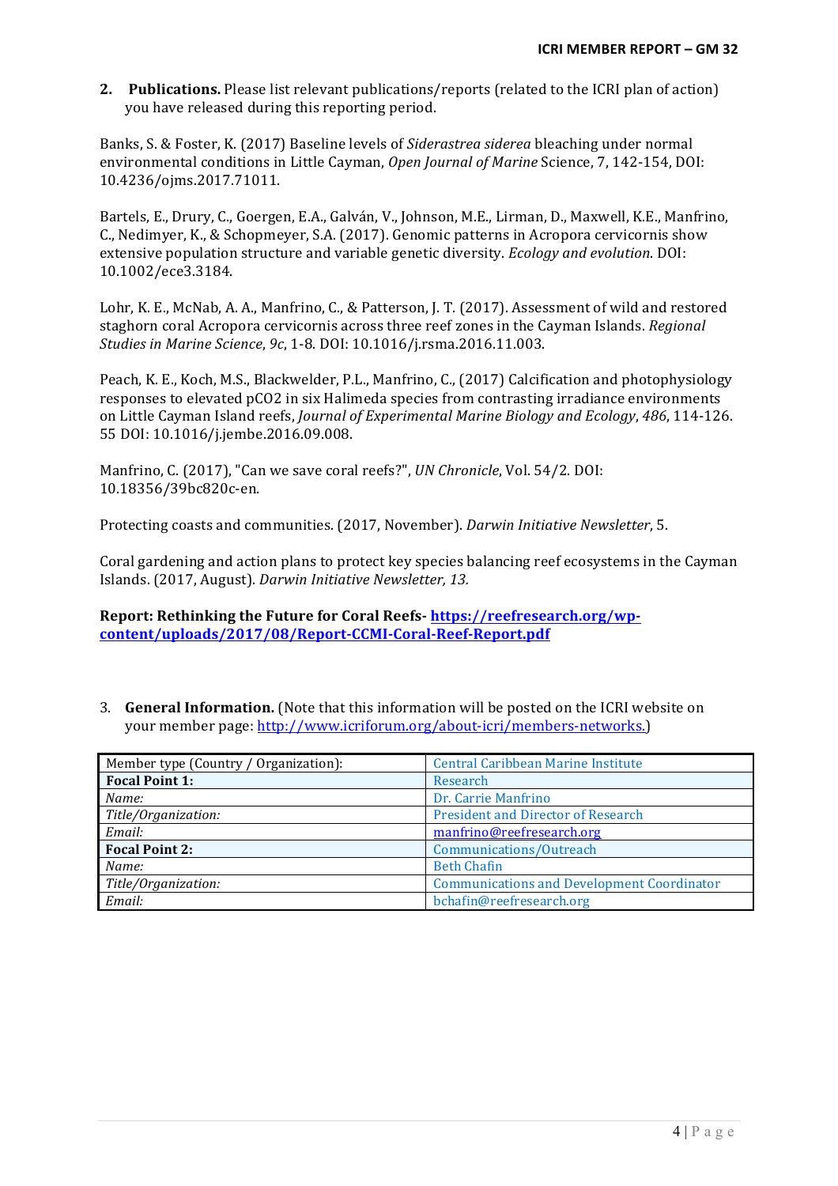2. **Publications.** Please list relevant publications/reports (related to the ICRI plan of action) you have released during this reporting period.

Banks, S. & Foster, K. (2017) Baseline levels of *Siderastrea siderea* bleaching under normal environmental conditions in Little Cayman, *Open Journal of Marine* Science, 7, 142-154, DOI: 10.4236/ojms.2017.71011.

Bartels, E., Drury, C., Goergen, E.A., Galván, V., Johnson, M.E., Lirman, D., Maxwell, K.E., Manfrino, C., Nedimyer, K., & Schopmeyer, S.A. (2017). Genomic patterns in Acropora cervicornis show extensive population structure and variable genetic diversity. *Ecology and evolution*. DOI: 10.1002/ece3.3184.

Lohr, K. E., McNab, A. A., Manfrino, C., & Patterson, J. T. (2017). Assessment of wild and restored staghorn coral Acropora cervicornis across three reef zones in the Cayman Islands. *Regional Studies in Marine Science*, *9c*, 1-8. DOI: 10.1016/j.rsma.2016.11.003.

Peach, K. E., Koch, M.S., Blackwelder, P.L., Manfrino, C., (2017) Calcification and photophysiology responses to elevated pCO2 in six Halimeda species from contrasting irradiance environments on Little Cayman Island reefs, *Journal of Experimental Marine Biology and Ecology*, *486*, 114-126. 55 DOI: 10.1016/j.jembe.2016.09.008.

Manfrino, C. (2017), "Can we save coral reefs?", *UN Chronicle*, Vol. 54/2. DOI: 10.18356/39bc820c-en.

Protecting coasts and communities. (2017, November). *Darwin Initiative Newsletter*, 5.

Coral gardening and action plans to protect key species balancing reef ecosystems in the Cayman Islands. (2017, August). *Darwin Initiative Newsletter, 13.*

**Report: Rethinking the Future for Coral Reefs- https://reefresearch.org/wp-content/uploads/2017/08/Report-CCMI-Coral-Reef-Report.pdf**

3. **General Information.** (Note that this information will be posted on the ICRI website on your member page: http://www.icriforum.org/about-icri/members-networks.)

| | |
|---|---|
| Member type (Country / Organization): | Central Caribbean Marine Institute |
| **Focal Point 1:** | Research |
| *Name:* | Dr. Carrie Manfrino |
| *Title/Organization:* | President and Director of Research |
| *Email:* | manfrino@reefresearch.org |
| **Focal Point 2:** | Communications/Outreach |
| *Name:* | Beth Chafin |
| *Title/Organization:* | Communications and Development Coordinator |
| *Email:* | bchafin@reefresearch.org |